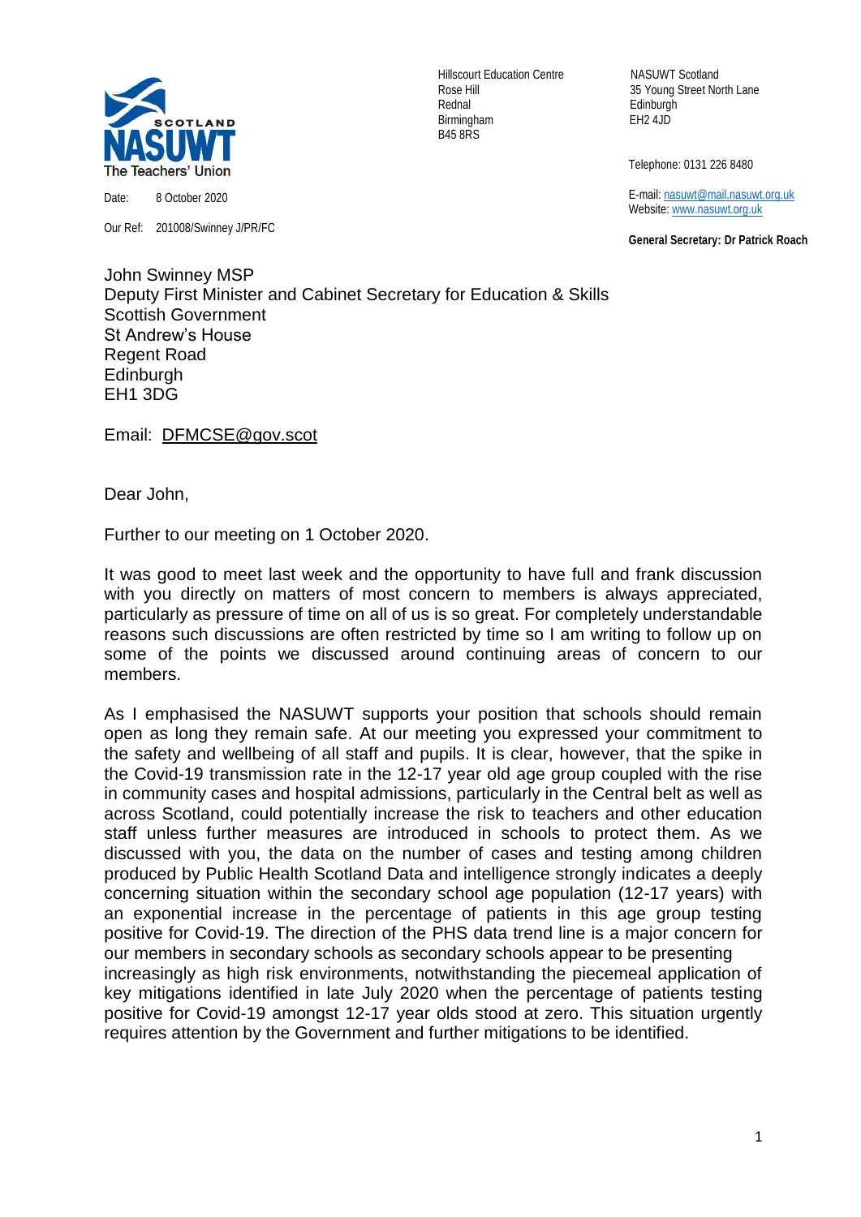NASUWT Scotland
The Teachers' Union

Hillscourt Education Centre
Rose Hill
Rednal
Birmingham
B45 8RS

NASUWT Scotland
35 Young Street North Lane
Edinburgh
EH2 4JD

Telephone: 0131 226 8480

E-mail: nasuwt@mail.nasuwt.org.uk
Website: www.nasuwt.org.uk

**General Secretary: Dr Patrick Roach**

Date: 8 October 2020

Our Ref: 201008/Swinney J/PR/FC

John Swinney MSP
Deputy First Minister and Cabinet Secretary for Education & Skills
Scottish Government
St Andrew's House
Regent Road
Edinburgh
EH1 3DG

Email: DFMCSE@gov.scot

Dear John,

Further to our meeting on 1 October 2020.

It was good to meet last week and the opportunity to have full and frank discussion with you directly on matters of most concern to members is always appreciated, particularly as pressure of time on all of us is so great. For completely understandable reasons such discussions are often restricted by time so I am writing to follow up on some of the points we discussed around continuing areas of concern to our members.

As I emphasised the NASUWT supports your position that schools should remain open as long they remain safe. At our meeting you expressed your commitment to the safety and wellbeing of all staff and pupils. It is clear, however, that the spike in the Covid-19 transmission rate in the 12-17 year old age group coupled with the rise in community cases and hospital admissions, particularly in the Central belt as well as across Scotland, could potentially increase the risk to teachers and other education staff unless further measures are introduced in schools to protect them. As we discussed with you, the data on the number of cases and testing among children produced by Public Health Scotland Data and intelligence strongly indicates a deeply concerning situation within the secondary school age population (12-17 years) with an exponential increase in the percentage of patients in this age group testing positive for Covid-19. The direction of the PHS data trend line is a major concern for our members in secondary schools as secondary schools appear to be presenting increasingly as high risk environments, notwithstanding the piecemeal application of key mitigations identified in late July 2020 when the percentage of patients testing positive for Covid-19 amongst 12-17 year olds stood at zero. This situation urgently requires attention by the Government and further mitigations to be identified.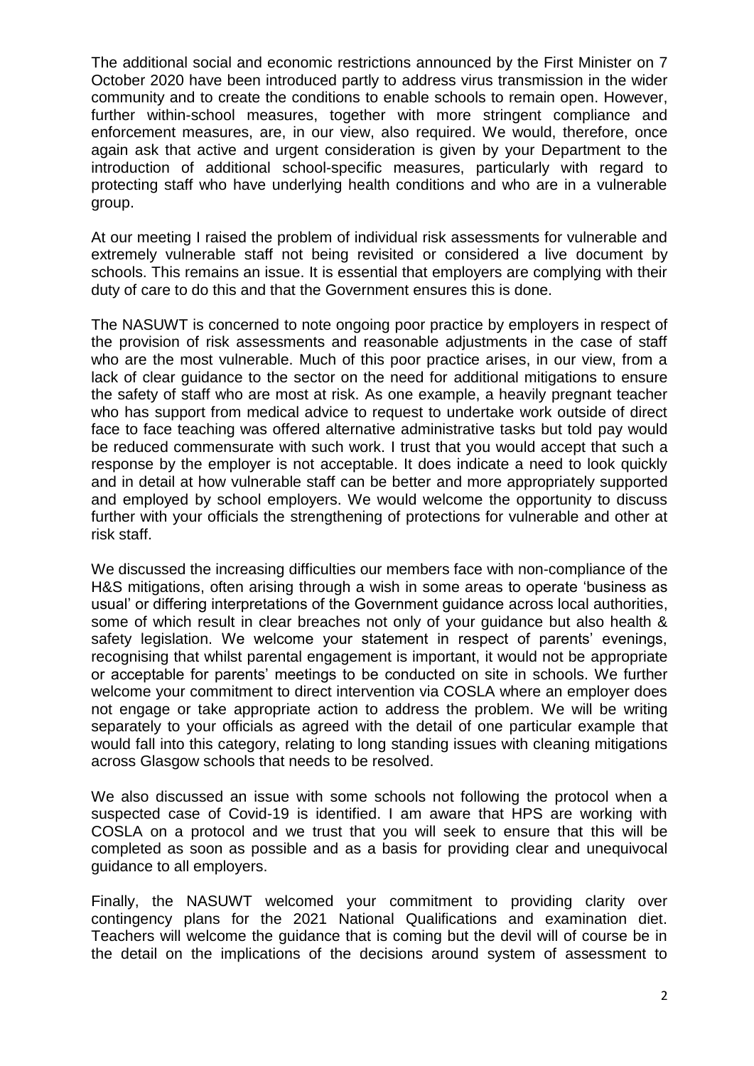The additional social and economic restrictions announced by the First Minister on 7 October 2020 have been introduced partly to address virus transmission in the wider community and to create the conditions to enable schools to remain open. However, further within-school measures, together with more stringent compliance and enforcement measures, are, in our view, also required. We would, therefore, once again ask that active and urgent consideration is given by your Department to the introduction of additional school-specific measures, particularly with regard to protecting staff who have underlying health conditions and who are in a vulnerable group.

At our meeting I raised the problem of individual risk assessments for vulnerable and extremely vulnerable staff not being revisited or considered a live document by schools. This remains an issue. It is essential that employers are complying with their duty of care to do this and that the Government ensures this is done.

The NASUWT is concerned to note ongoing poor practice by employers in respect of the provision of risk assessments and reasonable adjustments in the case of staff who are the most vulnerable. Much of this poor practice arises, in our view, from a lack of clear guidance to the sector on the need for additional mitigations to ensure the safety of staff who are most at risk. As one example, a heavily pregnant teacher who has support from medical advice to request to undertake work outside of direct face to face teaching was offered alternative administrative tasks but told pay would be reduced commensurate with such work. I trust that you would accept that such a response by the employer is not acceptable. It does indicate a need to look quickly and in detail at how vulnerable staff can be better and more appropriately supported and employed by school employers. We would welcome the opportunity to discuss further with your officials the strengthening of protections for vulnerable and other at risk staff.

We discussed the increasing difficulties our members face with non-compliance of the H&S mitigations, often arising through a wish in some areas to operate 'business as usual' or differing interpretations of the Government guidance across local authorities, some of which result in clear breaches not only of your guidance but also health & safety legislation. We welcome your statement in respect of parents' evenings, recognising that whilst parental engagement is important, it would not be appropriate or acceptable for parents' meetings to be conducted on site in schools. We further welcome your commitment to direct intervention via COSLA where an employer does not engage or take appropriate action to address the problem. We will be writing separately to your officials as agreed with the detail of one particular example that would fall into this category, relating to long standing issues with cleaning mitigations across Glasgow schools that needs to be resolved.

We also discussed an issue with some schools not following the protocol when a suspected case of Covid-19 is identified. I am aware that HPS are working with COSLA on a protocol and we trust that you will seek to ensure that this will be completed as soon as possible and as a basis for providing clear and unequivocal guidance to all employers.

Finally, the NASUWT welcomed your commitment to providing clarity over contingency plans for the 2021 National Qualifications and examination diet. Teachers will welcome the guidance that is coming but the devil will of course be in the detail on the implications of the decisions around system of assessment to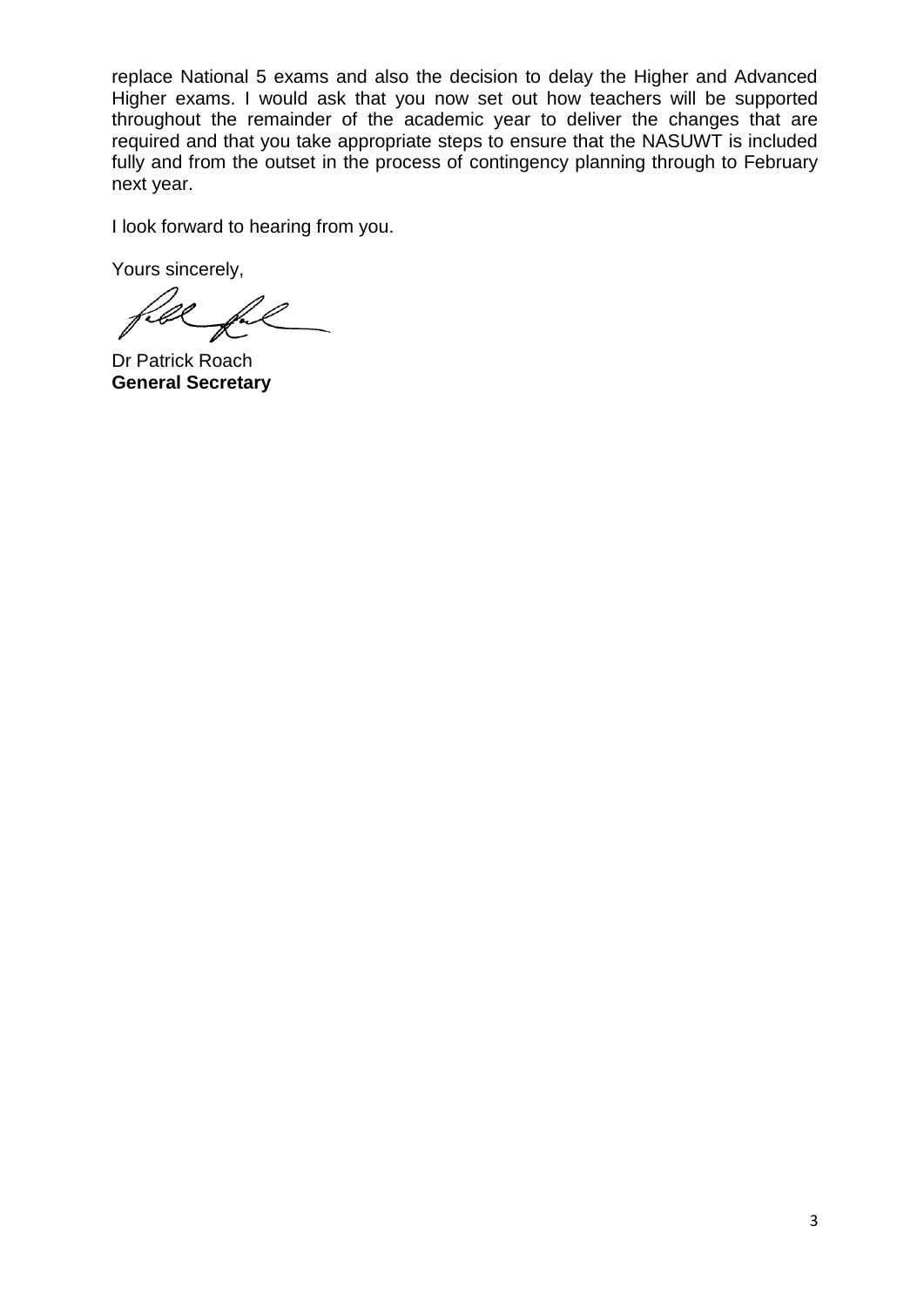replace National 5 exams and also the decision to delay the Higher and Advanced Higher exams. I would ask that you now set out how teachers will be supported throughout the remainder of the academic year to deliver the changes that are required and that you take appropriate steps to ensure that the NASUWT is included fully and from the outset in the process of contingency planning through to February next year.

I look forward to hearing from you.

Yours sincerely,

Dr Patrick Roach
**General Secretary**